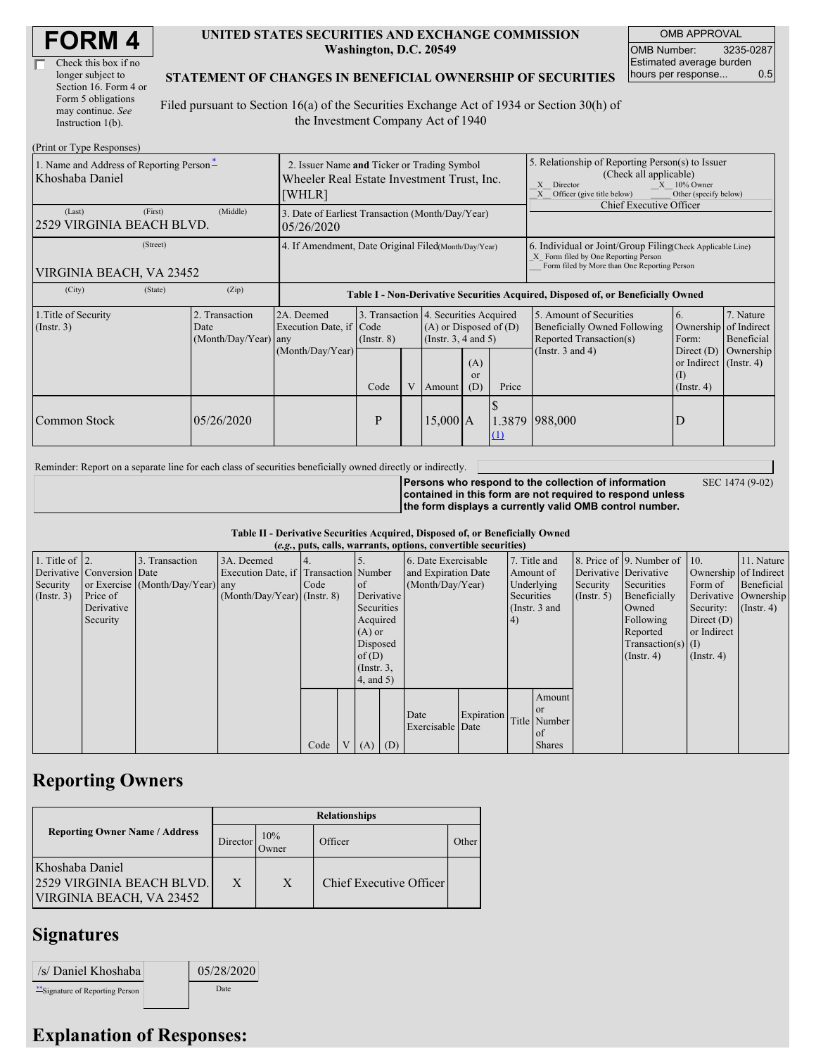# FORM 4

☐ Check this box if no longer subject to Section 16. Form 4 or Form 5 obligations may continue. *See* Instruction 1(b).

**UNITED STATES SECURITIES AND EXCHANGE COMMISSION**
**Washington, D.C. 20549**

**STATEMENT OF CHANGES IN BENEFICIAL OWNERSHIP OF SECURITIES**

Filed pursuant to Section 16(a) of the Securities Exchange Act of 1934 or Section 30(h) of the Investment Company Act of 1940

| OMB APPROVAL | |
|---|---|
| OMB Number: | 3235-0287 |
| Estimated average burden hours per response... | 0.5 |

(Print or Type Responses)

| 1. Name and Address of Reporting Person* | 2. Issuer Name **and** Ticker or Trading Symbol | 5. Relationship of Reporting Person(s) to Issuer (Check all applicable) |
|---|---|---|
| Khoshaba Daniel | Wheeler Real Estate Investment Trust, Inc. [WHLR] | _X_ Director _X_ 10% Owner _X_ Officer (give title below) ___ Other (specify below) Chief Executive Officer |
| (Last) (First) (Middle) 2529 VIRGINIA BEACH BLVD. | 3. Date of Earliest Transaction (Month/Day/Year) 05/26/2020 | |
| (Street) VIRGINIA BEACH, VA 23452 | 4. If Amendment, Date Original Filed (Month/Day/Year) | 6. Individual or Joint/Group Filing (Check Applicable Line) _X_ Form filed by One Reporting Person ___ Form filed by More than One Reporting Person |
| (City) (State) (Zip) | | |

**Table I - Non-Derivative Securities Acquired, Disposed of, or Beneficially Owned**

| 1.Title of Security (Instr. 3) | 2. Transaction Date (Month/Day/Year) | 2A. Deemed Execution Date, if any (Month/Day/Year) | 3. Transaction Code (Instr. 8) | | 4. Securities Acquired (A) or Disposed of (D) (Instr. 3, 4 and 5) | | | 5. Amount of Securities Beneficially Owned Following Reported Transaction(s) (Instr. 3 and 4) | 6. Ownership Form: Direct (D) or Indirect (I) (Instr. 4) | 7. Nature of Indirect Beneficial Ownership (Instr. 4) |
|---|---|---|---|---|---|---|---|---|---|---|
| | | | Code | V | Amount | (A) or (D) | Price | | | |
| Common Stock | 05/26/2020 | | P | | 15,000 | A | $ 1.3879 (1) | 988,000 | D | |

Reminder: Report on a separate line for each class of securities beneficially owned directly or indirectly.

**Persons who respond to the collection of information contained in this form are not required to respond unless the form displays a currently valid OMB control number.** SEC 1474 (9-02)

**Table II - Derivative Securities Acquired, Disposed of, or Beneficially Owned**
**(*e.g.*, puts, calls, warrants, options, convertible securities)**

| 1. Title of Derivative Security (Instr. 3) | 2. Conversion or Exercise Price of Derivative Security | 3. Transaction Date (Month/Day/Year) | 3A. Deemed Execution Date, if any (Month/Day/Year) | 4. Transaction Code (Instr. 8) | | 5. Number of Derivative Securities Acquired (A) or Disposed of (D) (Instr. 3, 4, and 5) | | 6. Date Exercisable and Expiration Date (Month/Day/Year) | | 7. Title and Amount of Underlying Securities (Instr. 3 and 4) | | 8. Price of Derivative Security (Instr. 5) | 9. Number of Derivative Securities Beneficially Owned Following Reported Transaction(s) (Instr. 4) | 10. Ownership Form of Derivative Security: Direct (D) or Indirect (I) (Instr. 4) | 11. Nature of Indirect Beneficial Ownership (Instr. 4) |
|---|---|---|---|---|---|---|---|---|---|---|---|---|---|---|---|
| | | | | Code | V | (A) | (D) | Date Exercisable | Expiration Date | Title | Amount or Number of Shares | | | | |

## Reporting Owners

| Reporting Owner Name / Address | Relationships | | | |
|---|---|---|---|---|
| | Director | 10% Owner | Officer | Other |
| Khoshaba Daniel 2529 VIRGINIA BEACH BLVD. VIRGINIA BEACH, VA 23452 | X | X | Chief Executive Officer | |

## Signatures

| /s/ Daniel Khoshaba | | 05/28/2020 |
|---|---|---|
| **Signature of Reporting Person | | Date |

## Explanation of Responses: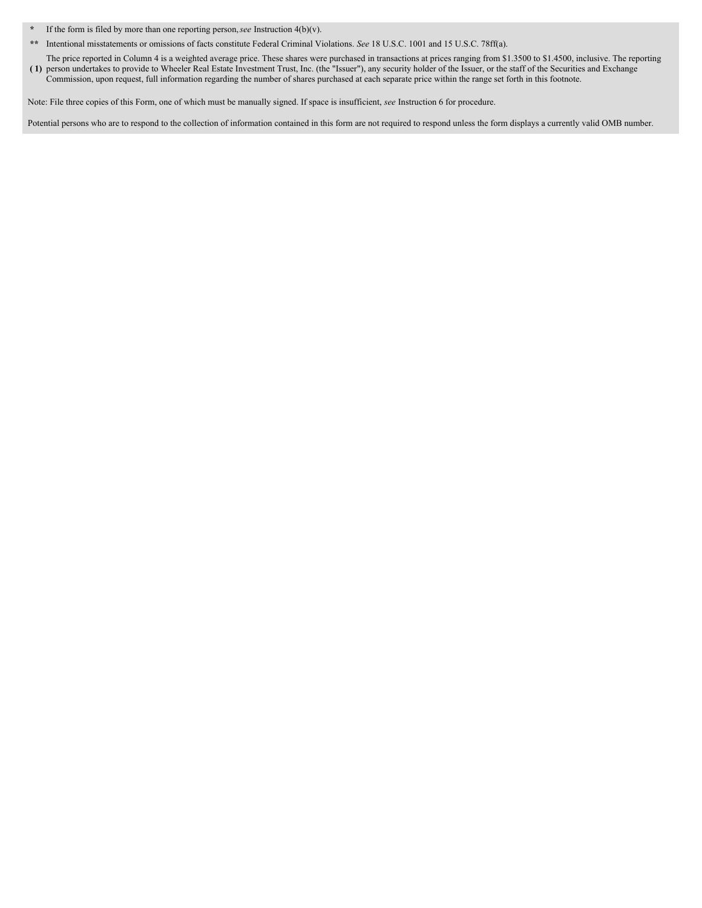\* If the form is filed by more than one reporting person, *see* Instruction 4(b)(v).

\*\* Intentional misstatements or omissions of facts constitute Federal Criminal Violations. *See* 18 U.S.C. 1001 and 15 U.S.C. 78ff(a).

( 1) The price reported in Column 4 is a weighted average price. These shares were purchased in transactions at prices ranging from $1.3500 to $1.4500, inclusive. The reporting person undertakes to provide to Wheeler Real Estate Investment Trust, Inc. (the "Issuer"), any security holder of the Issuer, or the staff of the Securities and Exchange Commission, upon request, full information regarding the number of shares purchased at each separate price within the range set forth in this footnote.

Note: File three copies of this Form, one of which must be manually signed. If space is insufficient, *see* Instruction 6 for procedure.

Potential persons who are to respond to the collection of information contained in this form are not required to respond unless the form displays a currently valid OMB number.